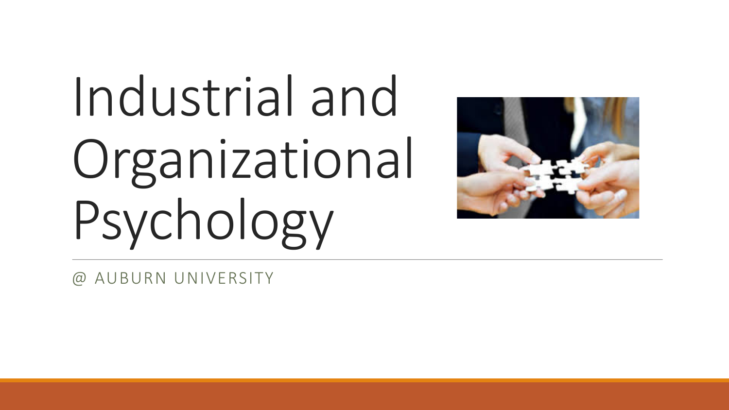# Industrial and Organizational Psychology

@ AUBURN UNIVERSITY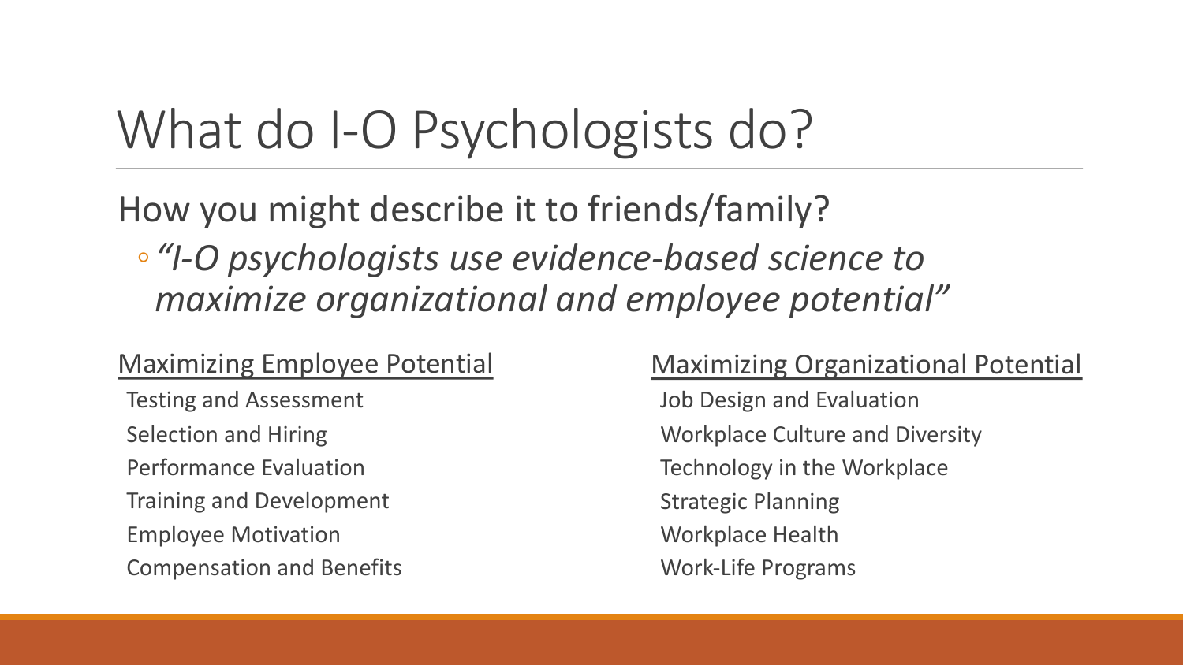# What do I-O Psychologists do?

How you might describe it to friends/family?

- *"I-O psychologists use evidence-based science to maximize organizational and employee potential"*

Maximizing Employee Potential

- Testing and Assessment
- Selection and Hiring
- Performance Evaluation
- Training and Development
- Employee Motivation
- Compensation and Benefits

Maximizing Organizational Potential

- Job Design and Evaluation
- Workplace Culture and Diversity
- Technology in the Workplace
- Strategic Planning
- Workplace Health
- Work-Life Programs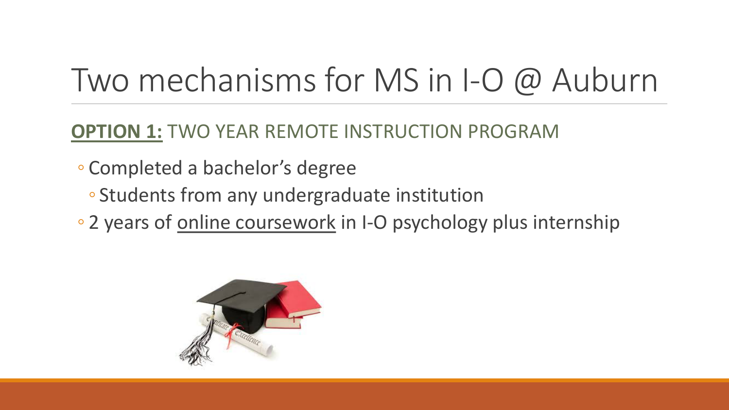# Two mechanisms for MS in I-O @ Auburn

**OPTION 1:** TWO YEAR REMOTE INSTRUCTION PROGRAM

- Completed a bachelor's degree
  - Students from any undergraduate institution
- 2 years of online coursework in I-O psychology plus internship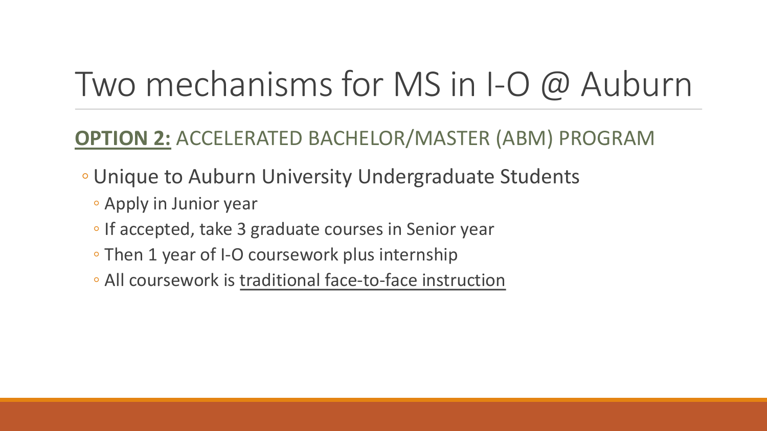# Two mechanisms for MS in I-O @ Auburn

## **OPTION 2:** ACCELERATED BACHELOR/MASTER (ABM) PROGRAM

- Unique to Auburn University Undergraduate Students
  - Apply in Junior year
  - If accepted, take 3 graduate courses in Senior year
  - Then 1 year of I-O coursework plus internship
  - All coursework is traditional face-to-face instruction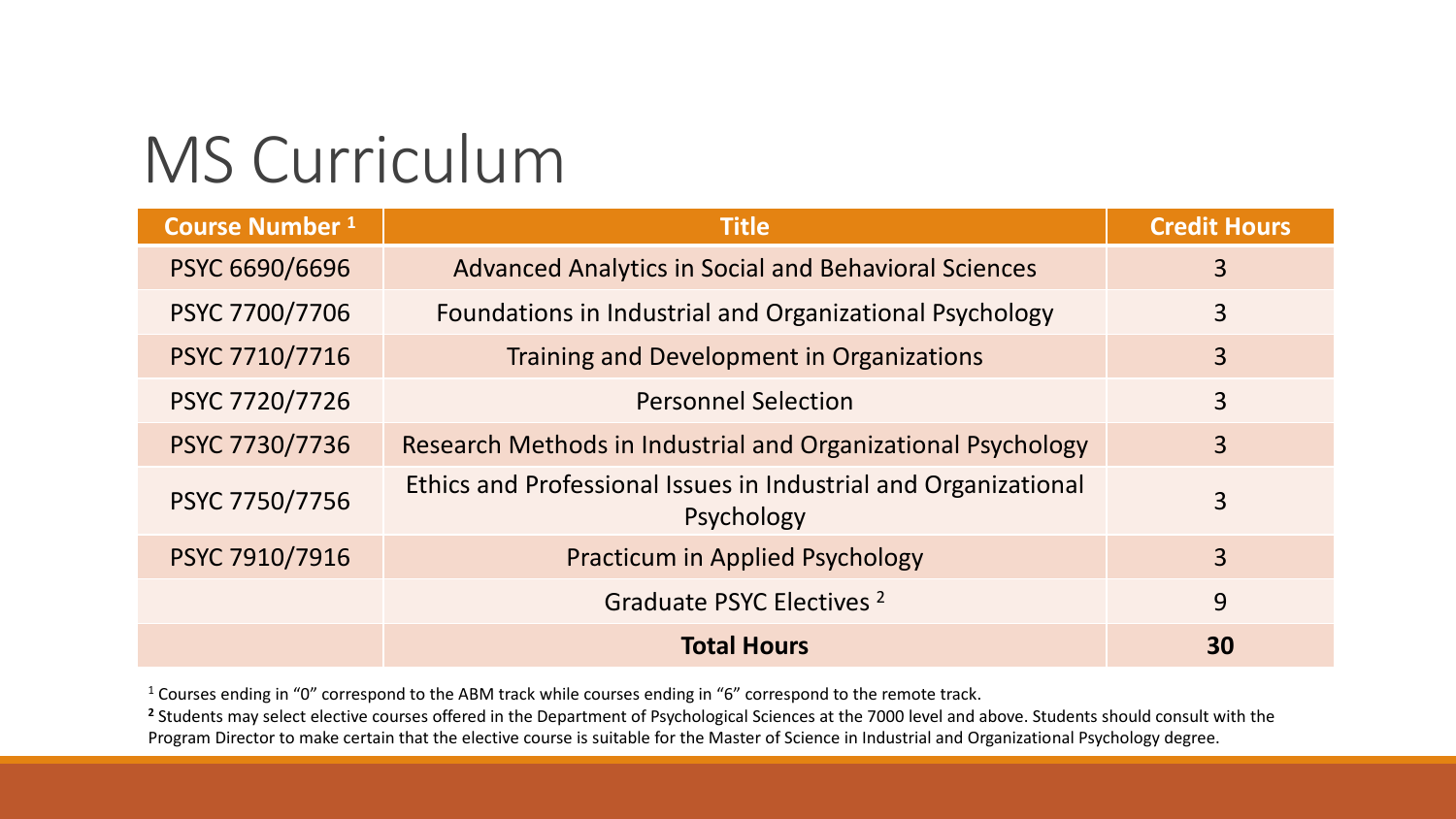# MS Curriculum

| Course Number [1] | Title | Credit Hours |
|---|---|---|
| PSYC 6690/6696 | Advanced Analytics in Social and Behavioral Sciences | 3 |
| PSYC 7700/7706 | Foundations in Industrial and Organizational Psychology | 3 |
| PSYC 7710/7716 | Training and Development in Organizations | 3 |
| PSYC 7720/7726 | Personnel Selection | 3 |
| PSYC 7730/7736 | Research Methods in Industrial and Organizational Psychology | 3 |
| PSYC 7750/7756 | Ethics and Professional Issues in Industrial and Organizational Psychology | 3 |
| PSYC 7910/7916 | Practicum in Applied Psychology | 3 |
| | Graduate PSYC Electives [2] | 9 |
| | **Total Hours** | **30** |

[1] Courses ending in "0" correspond to the ABM track while courses ending in "6" correspond to the remote track.

[2] Students may select elective courses offered in the Department of Psychological Sciences at the 7000 level and above. Students should consult with the Program Director to make certain that the elective course is suitable for the Master of Science in Industrial and Organizational Psychology degree.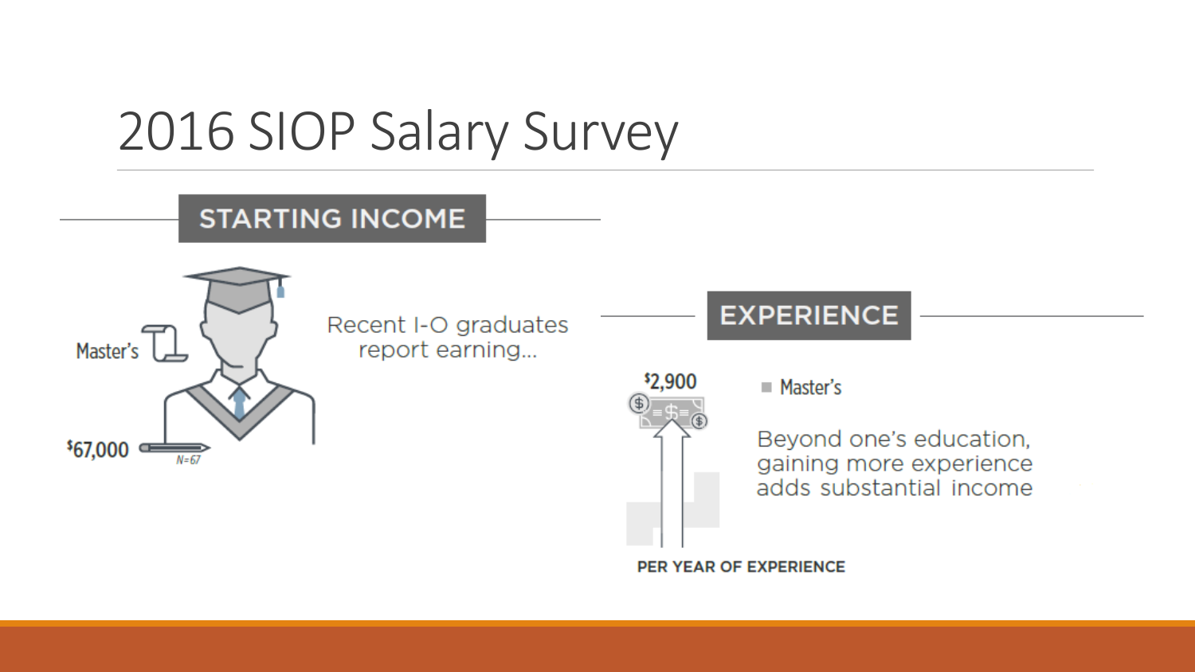# 2016 SIOP Salary Survey

## STARTING INCOME

Master's

$67,000

N=67

Recent I-O graduates report earning…

## EXPERIENCE

$2,900

PER YEAR OF EXPERIENCE

■ Master's

Beyond one's education, gaining more experience adds substantial income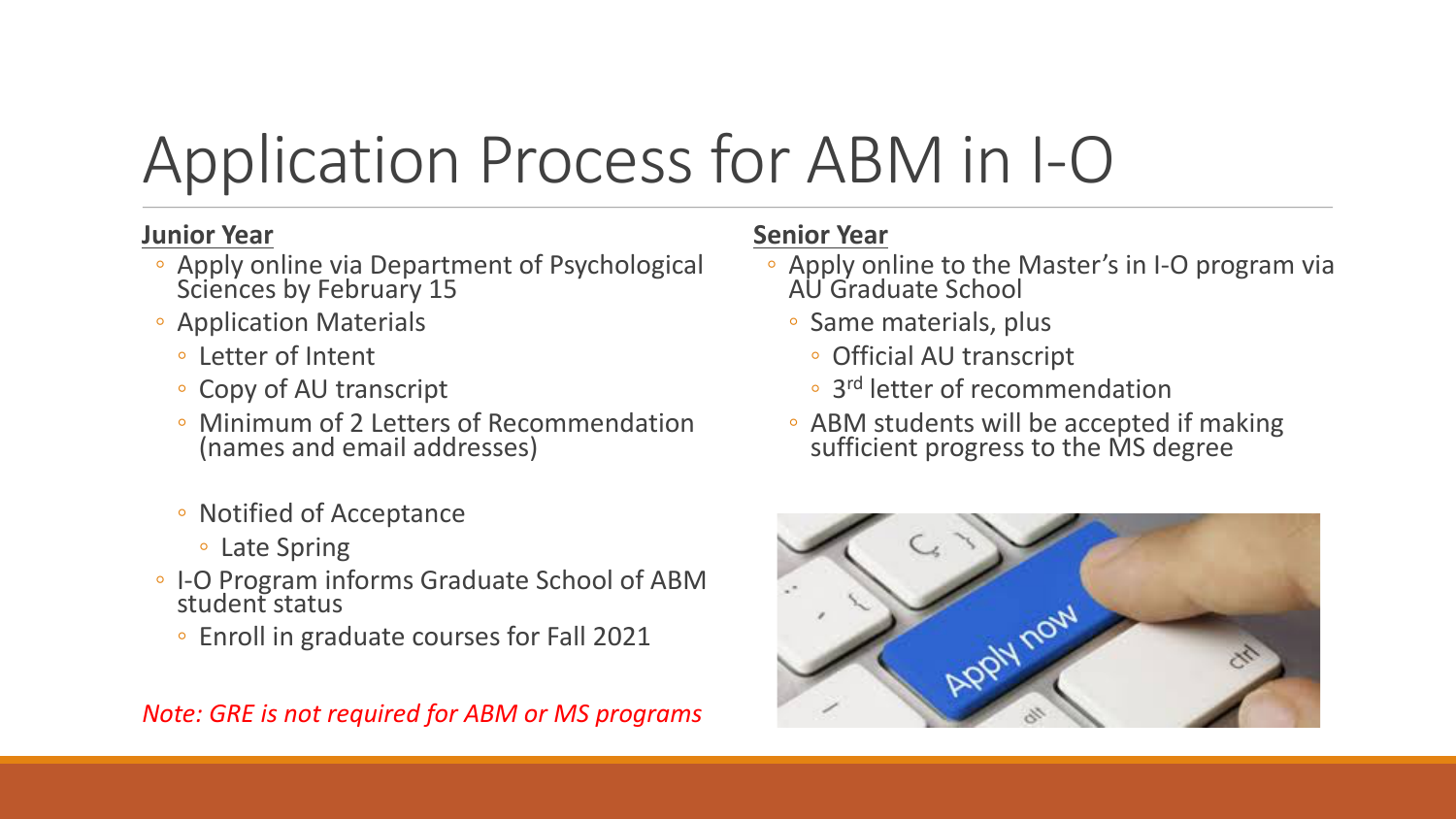# Application Process for ABM in I-O

**Junior Year**

- Apply online via Department of Psychological Sciences by February 15
- Application Materials
  - Letter of Intent
  - Copy of AU transcript
  - Minimum of 2 Letters of Recommendation (names and email addresses)
  - Notified of Acceptance
    - Late Spring
- I-O Program informs Graduate School of ABM student status
  - Enroll in graduate courses for Fall 2021

*Note: GRE is not required for ABM or MS programs*

**Senior Year**

- Apply online to the Master's in I-O program via AU Graduate School
  - Same materials, plus
    - Official AU transcript
    - 3rd letter of recommendation
  - ABM students will be accepted if making sufficient progress to the MS degree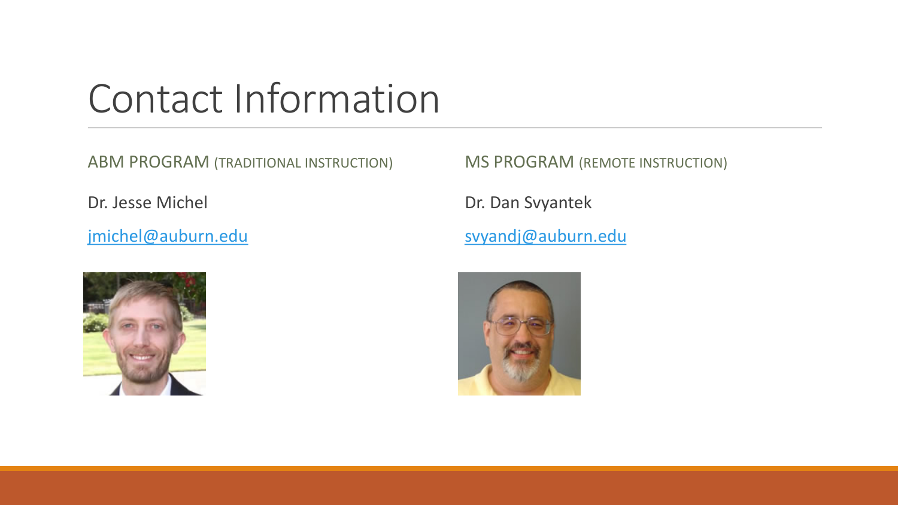# Contact Information

ABM PROGRAM (TRADITIONAL INSTRUCTION)

Dr. Jesse Michel

jmichel@auburn.edu

MS PROGRAM (REMOTE INSTRUCTION)

Dr. Dan Svyantek

svyandj@auburn.edu